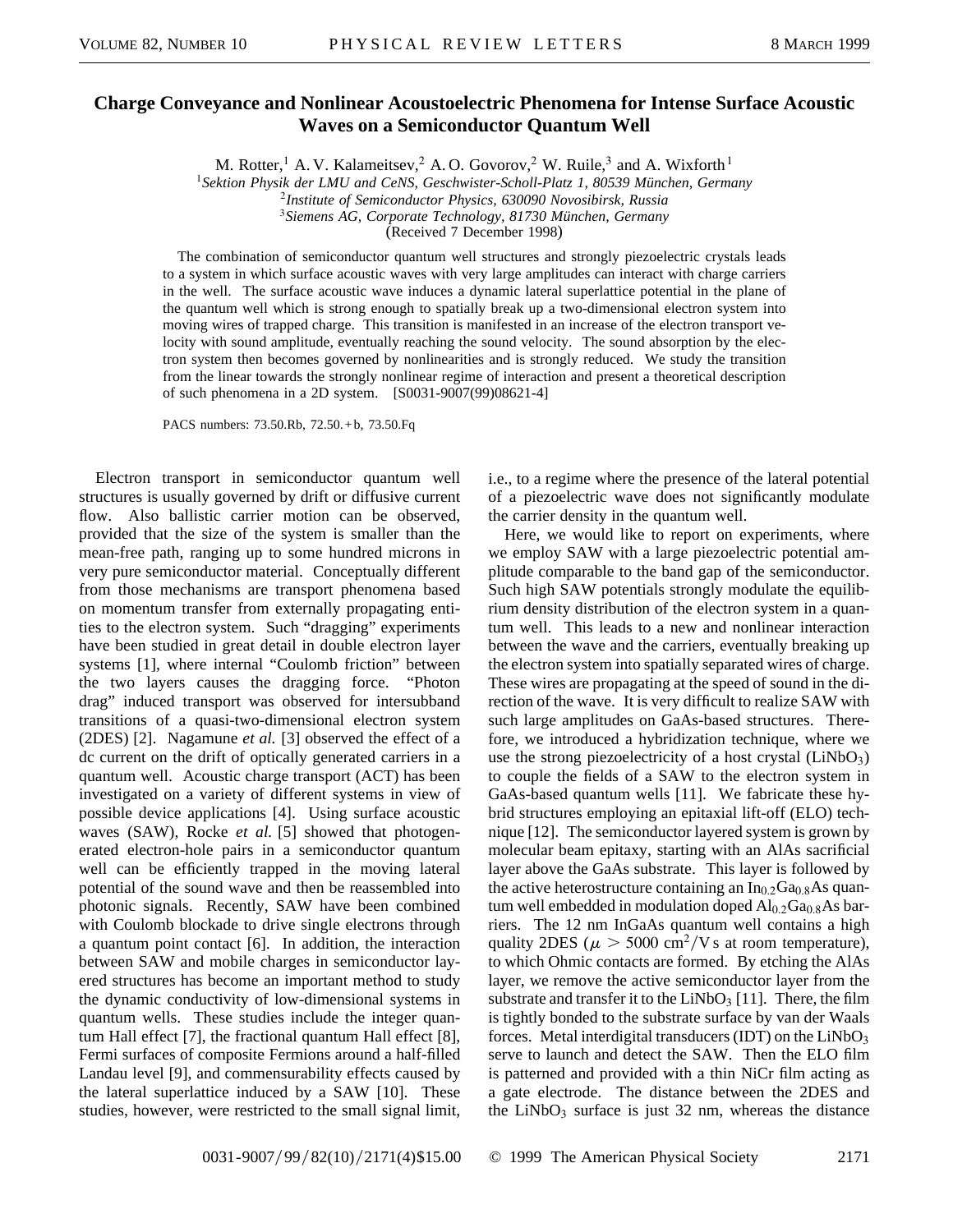# Charge Conveyance and Nonlinear Acoustoelectric Phenomena for Intense Surface Acoustic Waves on a Semiconductor Quantum Well

M. Rotter,[1] A. V. Kalameitsev,[2] A. O. Govorov,[2] W. Ruile,[3] and A. Wixforth[1]

[1]*Sektion Physik der LMU and CeNS, Geschwister-Scholl-Platz 1, 80539 München, Germany*
[2]*Institute of Semiconductor Physics, 630090 Novosibirsk, Russia*
[3]*Siemens AG, Corporate Technology, 81730 München, Germany*

(Received 7 December 1998)

The combination of semiconductor quantum well structures and strongly piezoelectric crystals leads to a system in which surface acoustic waves with very large amplitudes can interact with charge carriers in the well. The surface acoustic wave induces a dynamic lateral superlattice potential in the plane of the quantum well which is strong enough to spatially break up a two-dimensional electron system into moving wires of trapped charge. This transition is manifested in an increase of the electron transport velocity with sound amplitude, eventually reaching the sound velocity. The sound absorption by the electron system then becomes governed by nonlinearities and is strongly reduced. We study the transition from the linear towards the strongly nonlinear regime of interaction and present a theoretical description of such phenomena in a 2D system. [S0031-9007(99)08621-4]

PACS numbers: 73.50.Rb, 72.50.+b, 73.50.Fq

Electron transport in semiconductor quantum well structures is usually governed by drift or diffusive current flow. Also ballistic carrier motion can be observed, provided that the size of the system is smaller than the mean-free path, ranging up to some hundred microns in very pure semiconductor material. Conceptually different from those mechanisms are transport phenomena based on momentum transfer from externally propagating entities to the electron system. Such "dragging" experiments have been studied in great detail in double electron layer systems [1], where internal "Coulomb friction" between the two layers causes the dragging force. "Photon drag" induced transport was observed for intersubband transitions of a quasi-two-dimensional electron system (2DES) [2]. Nagamune *et al.* [3] observed the effect of a dc current on the drift of optically generated carriers in a quantum well. Acoustic charge transport (ACT) has been investigated on a variety of different systems in view of possible device applications [4]. Using surface acoustic waves (SAW), Rocke *et al.* [5] showed that photogenerated electron-hole pairs in a semiconductor quantum well can be efficiently trapped in the moving lateral potential of the sound wave and then be reassembled into photonic signals. Recently, SAW have been combined with Coulomb blockade to drive single electrons through a quantum point contact [6]. In addition, the interaction between SAW and mobile charges in semiconductor layered structures has become an important method to study the dynamic conductivity of low-dimensional systems in quantum wells. These studies include the integer quantum Hall effect [7], the fractional quantum Hall effect [8], Fermi surfaces of composite Fermions around a half-filled Landau level [9], and commensurability effects caused by the lateral superlattice induced by a SAW [10]. These studies, however, were restricted to the small signal limit, i.e., to a regime where the presence of the lateral potential of a piezoelectric wave does not significantly modulate the carrier density in the quantum well.

Here, we would like to report on experiments, where we employ SAW with a large piezoelectric potential amplitude comparable to the band gap of the semiconductor. Such high SAW potentials strongly modulate the equilibrium density distribution of the electron system in a quantum well. This leads to a new and nonlinear interaction between the wave and the carriers, eventually breaking up the electron system into spatially separated wires of charge. These wires are propagating at the speed of sound in the direction of the wave. It is very difficult to realize SAW with such large amplitudes on GaAs-based structures. Therefore, we introduced a hybridization technique, where we use the strong piezoelectricity of a host crystal ($LiNbO_3$) to couple the fields of a SAW to the electron system in GaAs-based quantum wells [11]. We fabricate these hybrid structures employing an epitaxial lift-off (ELO) technique [12]. The semiconductor layered system is grown by molecular beam epitaxy, starting with an AlAs sacrificial layer above the GaAs substrate. This layer is followed by the active heterostructure containing an $In_{0.2}Ga_{0.8}As$ quantum well embedded in modulation doped $Al_{0.2}Ga_{0.8}As$ barriers. The 12 nm InGaAs quantum well contains a high quality 2DES ($\mu > 5000$ cm$^2$/V s at room temperature), to which Ohmic contacts are formed. By etching the AlAs layer, we remove the active semiconductor layer from the substrate and transfer it to the $LiNbO_3$ [11]. There, the film is tightly bonded to the substrate surface by van der Waals forces. Metal interdigital transducers (IDT) on the $LiNbO_3$ serve to launch and detect the SAW. Then the ELO film is patterned and provided with a thin NiCr film acting as a gate electrode. The distance between the 2DES and the $LiNbO_3$ surface is just 32 nm, whereas the distance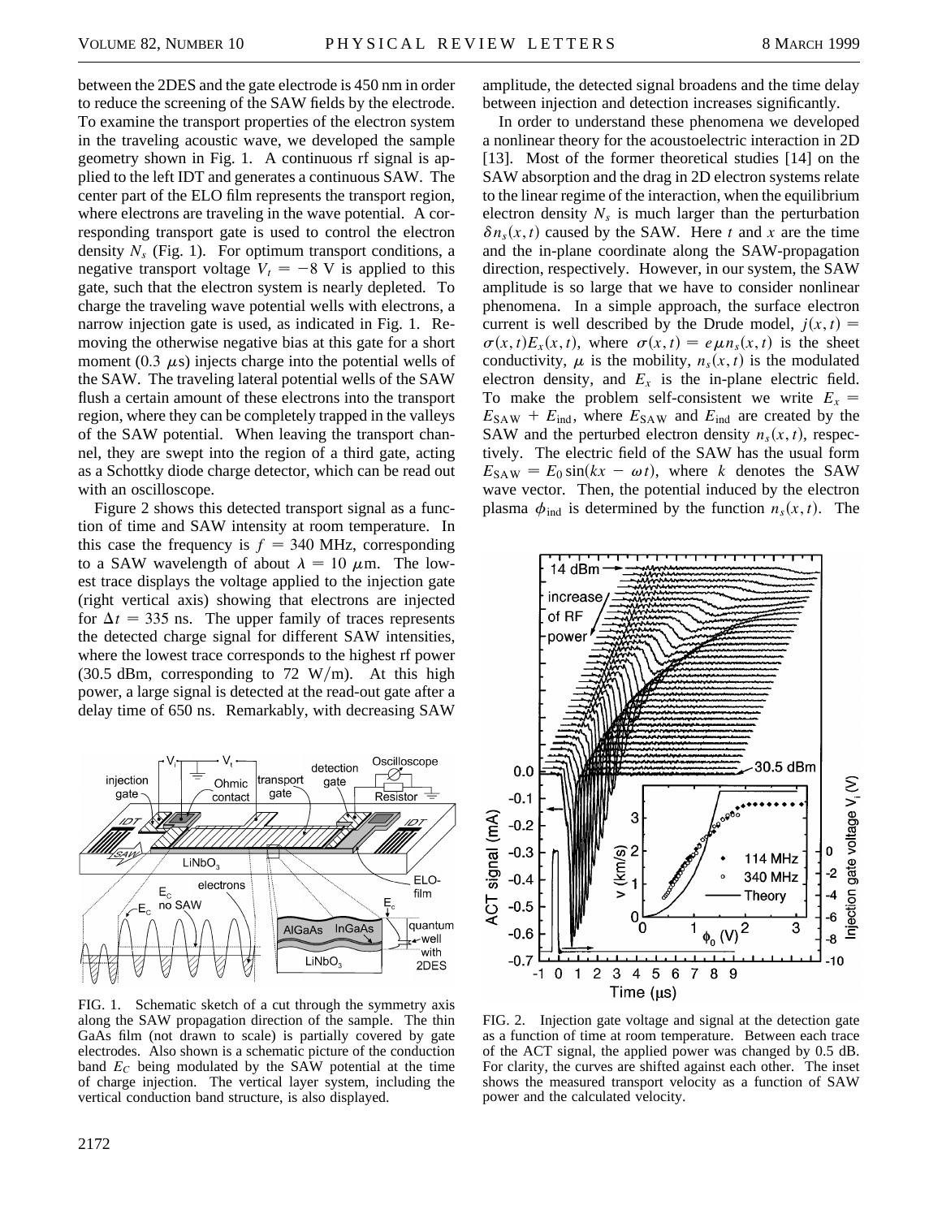between the 2DES and the gate electrode is 450 nm in order to reduce the screening of the SAW fields by the electrode. To examine the transport properties of the electron system in the traveling acoustic wave, we developed the sample geometry shown in Fig. 1. A continuous rf signal is applied to the left IDT and generates a continuous SAW. The center part of the ELO film represents the transport region, where electrons are traveling in the wave potential. A corresponding transport gate is used to control the electron density $N_s$ (Fig. 1). For optimum transport conditions, a negative transport voltage $V_t = -8$ V is applied to this gate, such that the electron system is nearly depleted. To charge the traveling wave potential wells with electrons, a narrow injection gate is used, as indicated in Fig. 1. Removing the otherwise negative bias at this gate for a short moment (0.3 $\mu$s) injects charge into the potential wells of the SAW. The traveling lateral potential wells of the SAW flush a certain amount of these electrons into the transport region, where they can be completely trapped in the valleys of the SAW potential. When leaving the transport channel, they are swept into the region of a third gate, acting as a Schottky diode charge detector, which can be read out with an oscilloscope.

Figure 2 shows this detected transport signal as a function of time and SAW intensity at room temperature. In this case the frequency is $f = 340$ MHz, corresponding to a SAW wavelength of about $\lambda = 10$ $\mu$m. The lowest trace displays the voltage applied to the injection gate (right vertical axis) showing that electrons are injected for $\Delta t = 335$ ns. The upper family of traces represents the detected charge signal for different SAW intensities, where the lowest trace corresponds to the highest rf power (30.5 dBm, corresponding to 72 W/m). At this high power, a large signal is detected at the read-out gate after a delay time of 650 ns. Remarkably, with decreasing SAW amplitude, the detected signal broadens and the time delay between injection and detection increases significantly.

FIG. 1. Schematic sketch of a cut through the symmetry axis along the SAW propagation direction of the sample. The thin GaAs film (not drawn to scale) is partially covered by gate electrodes. Also shown is a schematic picture of the conduction band $E_C$ being modulated by the SAW potential at the time of charge injection. The vertical layer system, including the vertical conduction band structure, is also displayed.

In order to understand these phenomena we developed a nonlinear theory for the acoustoelectric interaction in 2D [13]. Most of the former theoretical studies [14] on the SAW absorption and the drag in 2D electron systems relate to the linear regime of the interaction, when the equilibrium electron density $N_s$ is much larger than the perturbation $\delta n_s(x,t)$ caused by the SAW. Here $t$ and $x$ are the time and the in-plane coordinate along the SAW-propagation direction, respectively. However, in our system, the SAW amplitude is so large that we have to consider nonlinear phenomena. In a simple approach, the surface electron current is well described by the Drude model, $j(x,t) = \sigma(x,t)E_x(x,t)$, where $\sigma(x,t) = e\mu n_s(x,t)$ is the sheet conductivity, $\mu$ is the mobility, $n_s(x,t)$ is the modulated electron density, and $E_x$ is the in-plane electric field. To make the problem self-consistent we write $E_x = E_{\mathrm{SAW}} + E_{\mathrm{ind}}$, where $E_{\mathrm{SAW}}$ and $E_{\mathrm{ind}}$ are created by the SAW and the perturbed electron density $n_s(x,t)$, respectively. The electric field of the SAW has the usual form $E_{\mathrm{SAW}} = E_0 \sin(kx - \omega t)$, where $k$ denotes the SAW wave vector. Then, the potential induced by the electron plasma $\phi_{\mathrm{ind}}$ is determined by the function $n_s(x,t)$. The

FIG. 2. Injection gate voltage and signal at the detection gate as a function of time at room temperature. Between each trace of the ACT signal, the applied power was changed by 0.5 dB. For clarity, the curves are shifted against each other. The inset shows the measured transport velocity as a function of SAW power and the calculated velocity.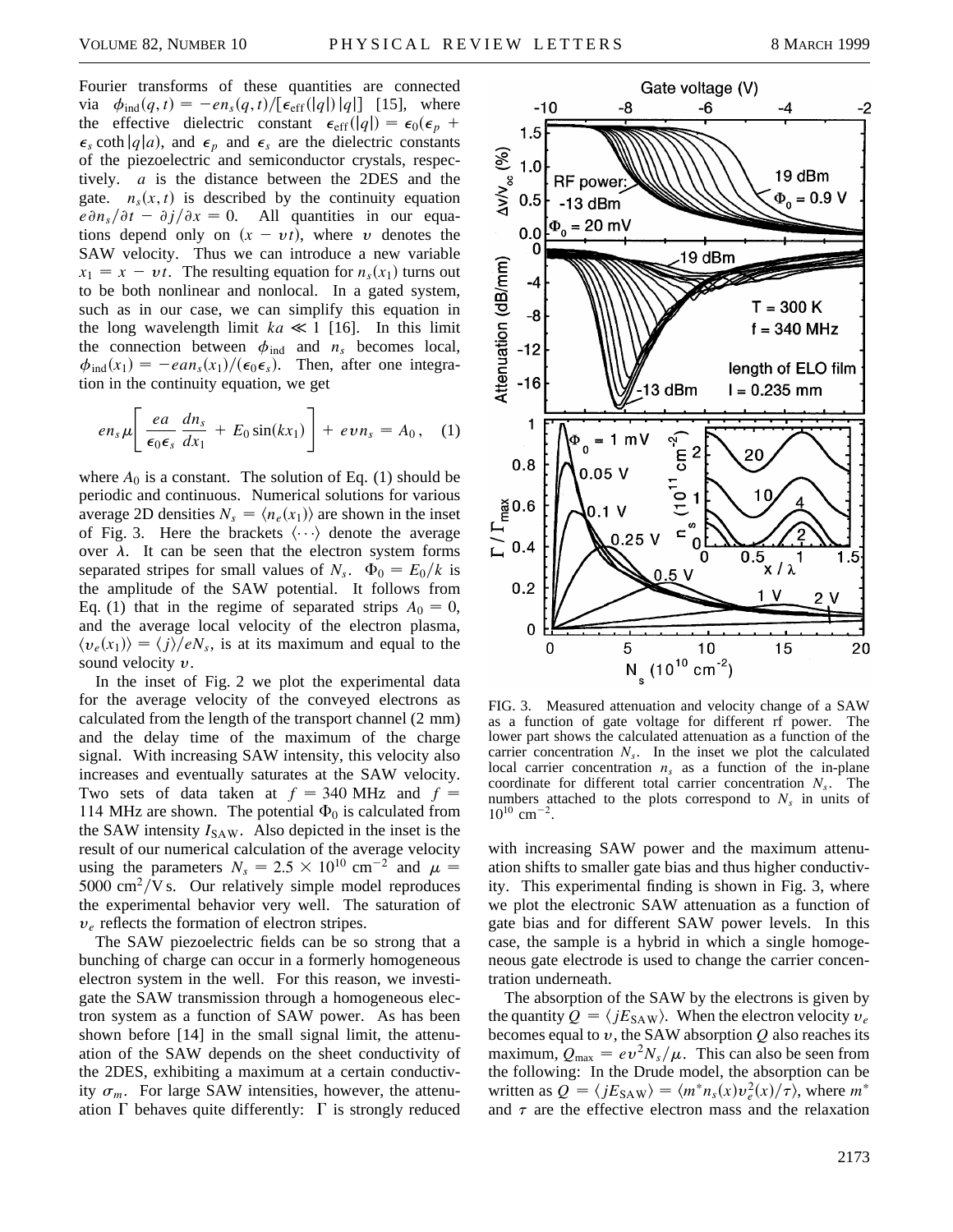Fourier transforms of these quantities are connected via $\phi_{\text{ind}}(q,t) = -en_s(q,t)/[\epsilon_{\text{eff}}(|q|)|q|]$ [15], where the effective dielectric constant $\epsilon_{\text{eff}}(|q|) = \epsilon_0(\epsilon_p + \epsilon_s \coth|q|a)$, and $\epsilon_p$ and $\epsilon_s$ are the dielectric constants of the piezoelectric and semiconductor crystals, respectively. $a$ is the distance between the 2DES and the gate. $n_s(x,t)$ is described by the continuity equation $e\partial n_s/\partial t - \partial j/\partial x = 0$. All quantities in our equations depend only on $(x - vt)$, where $v$ denotes the SAW velocity. Thus we can introduce a new variable $x_1 = x - vt$. The resulting equation for $n_s(x_1)$ turns out to be both nonlinear and nonlocal. In a gated system, such as in our case, we can simplify this equation in the long wavelength limit $ka \ll 1$ [16]. In this limit the connection between $\phi_{\text{ind}}$ and $n_s$ becomes local, $\phi_{\text{ind}}(x_1) = -ean_s(x_1)/(\epsilon_0\epsilon_s)$. Then, after one integration in the continuity equation, we get

$$en_s\mu\left[\frac{ea}{\epsilon_0\epsilon_s}\frac{dn_s}{dx_1} + E_0\sin(kx_1)\right] + evn_s = A_0, \quad (1)$$

where $A_0$ is a constant. The solution of Eq. (1) should be periodic and continuous. Numerical solutions for various average 2D densities $N_s = \langle n_e(x_1)\rangle$ are shown in the inset of Fig. 3. Here the brackets $\langle\cdots\rangle$ denote the average over $\lambda$. It can be seen that the electron system forms separated stripes for small values of $N_s$. $\Phi_0 = E_0/k$ is the amplitude of the SAW potential. It follows from Eq. (1) that in the regime of separated strips $A_0 = 0$, and the average local velocity of the electron plasma, $\langle v_e(x_1)\rangle = \langle j\rangle/eN_s$, is at its maximum and equal to the sound velocity $v$.

In the inset of Fig. 2 we plot the experimental data for the average velocity of the conveyed electrons as calculated from the length of the transport channel (2 mm) and the delay time of the maximum of the charge signal. With increasing SAW intensity, this velocity also increases and eventually saturates at the SAW velocity. Two sets of data taken at $f = 340$ MHz and $f = 114$ MHz are shown. The potential $\Phi_0$ is calculated from the SAW intensity $I_{\text{SAW}}$. Also depicted in the inset is the result of our numerical calculation of the average velocity using the parameters $N_s = 2.5 \times 10^{10}$ cm$^{-2}$ and $\mu = 5000$ cm$^2$/V s. Our relatively simple model reproduces the experimental behavior very well. The saturation of $v_e$ reflects the formation of electron stripes.

The SAW piezoelectric fields can be so strong that a bunching of charge can occur in a formerly homogeneous electron system in the well. For this reason, we investigate the SAW transmission through a homogeneous electron system as a function of SAW power. As has been shown before [14] in the small signal limit, the attenuation of the SAW depends on the sheet conductivity of the 2DES, exhibiting a maximum at a certain conductivity $\sigma_m$. For large SAW intensities, however, the attenuation $\Gamma$ behaves quite differently: $\Gamma$ is strongly reduced with increasing SAW power and the maximum attenuation shifts to smaller gate bias and thus higher conductivity. This experimental finding is shown in Fig. 3, where we plot the electronic SAW attenuation as a function of gate bias and for different SAW power levels. In this case, the sample is a hybrid in which a single homogeneous gate electrode is used to change the carrier concentration underneath.

FIG. 3. Measured attenuation and velocity change of a SAW as a function of gate voltage for different rf power. The lower part shows the calculated attenuation as a function of the carrier concentration $N_s$. In the inset we plot the calculated local carrier concentration $n_s$ as a function of the in-plane coordinate for different total carrier concentration $N_s$. The numbers attached to the plots correspond to $N_s$ in units of $10^{10}$ cm$^{-2}$.

The absorption of the SAW by the electrons is given by the quantity $Q = \langle jE_{\text{SAW}}\rangle$. When the electron velocity $v_e$ becomes equal to $v$, the SAW absorption $Q$ also reaches its maximum, $Q_{\max} = ev^2N_s/\mu$. This can also be seen from the following: In the Drude model, the absorption can be written as $Q = \langle jE_{\text{SAW}}\rangle = \langle m^* n_s(x)v_e^2(x)/\tau\rangle$, where $m^*$ and $\tau$ are the effective electron mass and the relaxation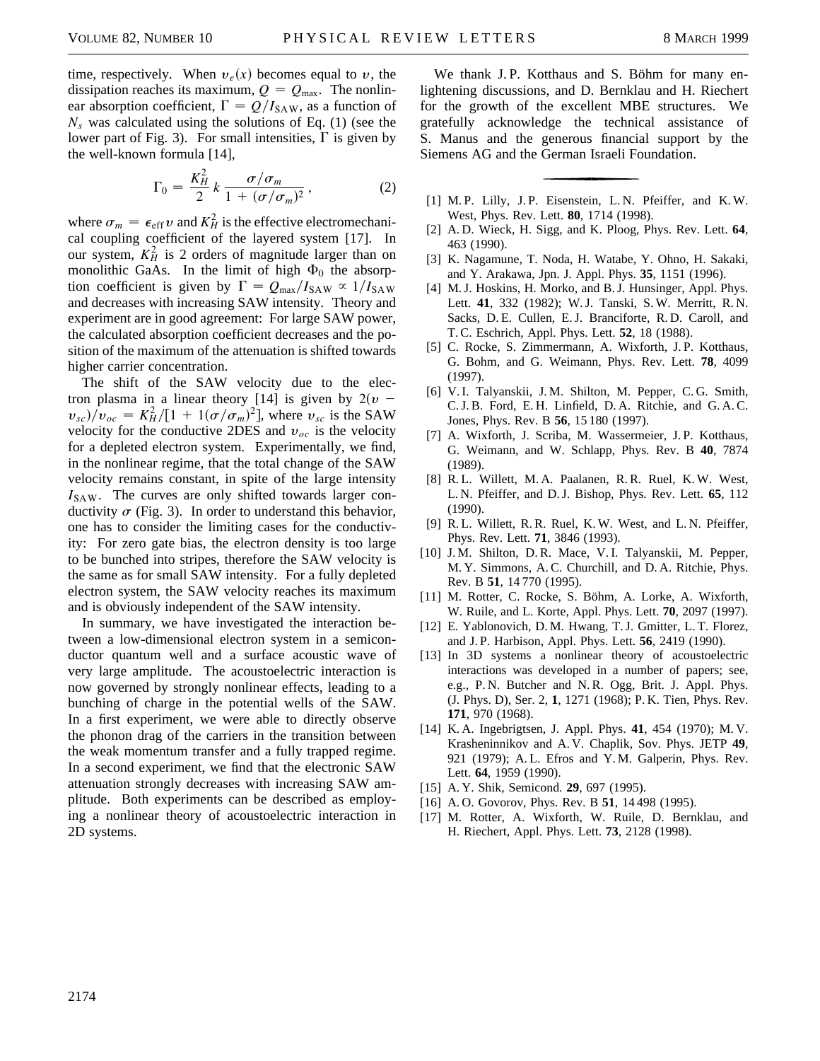time, respectively. When $v_e(x)$ becomes equal to $v$, the dissipation reaches its maximum, $Q = Q_{\max}$. The nonlinear absorption coefficient, $\Gamma = Q/I_{\mathrm{SAW}}$, as a function of $N_s$ was calculated using the solutions of Eq. (1) (see the lower part of Fig. 3). For small intensities, $\Gamma$ is given by the well-known formula [14],

$$\Gamma_0 = \frac{K_H^2}{2}\, k\, \frac{\sigma/\sigma_m}{1 + (\sigma/\sigma_m)^2}\,, \tag{2}$$

where $\sigma_m = \epsilon_{\mathrm{eff}}\, v$ and $K_H^2$ is the effective electromechanical coupling coefficient of the layered system [17]. In our system, $K_H^2$ is 2 orders of magnitude larger than on monolithic GaAs. In the limit of high $\Phi_0$ the absorption coefficient is given by $\Gamma = Q_{\max}/I_{\mathrm{SAW}} \propto 1/I_{\mathrm{SAW}}$ and decreases with increasing SAW intensity. Theory and experiment are in good agreement: For large SAW power, the calculated absorption coefficient decreases and the position of the maximum of the attenuation is shifted towards higher carrier concentration.

The shift of the SAW velocity due to the electron plasma in a linear theory [14] is given by $2(v - v_{sc})/v_{oc} = K_H^2/[1 + 1(\sigma/\sigma_m)^2]$, where $v_{sc}$ is the SAW velocity for the conductive 2DES and $v_{oc}$ is the velocity for a depleted electron system. Experimentally, we find, in the nonlinear regime, that the total change of the SAW velocity remains constant, in spite of the large intensity $I_{\mathrm{SAW}}$. The curves are only shifted towards larger conductivity $\sigma$ (Fig. 3). In order to understand this behavior, one has to consider the limiting cases for the conductivity: For zero gate bias, the electron density is too large to be bunched into stripes, therefore the SAW velocity is the same as for small SAW intensity. For a fully depleted electron system, the SAW velocity reaches its maximum and is obviously independent of the SAW intensity.

In summary, we have investigated the interaction between a low-dimensional electron system in a semiconductor quantum well and a surface acoustic wave of very large amplitude. The acoustoelectric interaction is now governed by strongly nonlinear effects, leading to a bunching of charge in the potential wells of the SAW. In a first experiment, we were able to directly observe the phonon drag of the carriers in the transition between the weak momentum transfer and a fully trapped regime. In a second experiment, we find that the electronic SAW attenuation strongly decreases with increasing SAW amplitude. Both experiments can be described as employing a nonlinear theory of acoustoelectric interaction in 2D systems.

We thank J. P. Kotthaus and S. Böhm for many enlightening discussions, and D. Bernklau and H. Riechert for the growth of the excellent MBE structures. We gratefully acknowledge the technical assistance of S. Manus and the generous financial support by the Siemens AG and the German Israeli Foundation.

---

[1] M. P. Lilly, J. P. Eisenstein, L. N. Pfeiffer, and K. W. West, Phys. Rev. Lett. **80**, 1714 (1998).

[2] A. D. Wieck, H. Sigg, and K. Ploog, Phys. Rev. Lett. **64**, 463 (1990).

[3] K. Nagamune, T. Noda, H. Watabe, Y. Ohno, H. Sakaki, and Y. Arakawa, Jpn. J. Appl. Phys. **35**, 1151 (1996).

[4] M. J. Hoskins, H. Morko, and B. J. Hunsinger, Appl. Phys. Lett. **41**, 332 (1982); W. J. Tanski, S. W. Merritt, R. N. Sacks, D. E. Cullen, E. J. Branciforte, R. D. Caroll, and T. C. Eschrich, Appl. Phys. Lett. **52**, 18 (1988).

[5] C. Rocke, S. Zimmermann, A. Wixforth, J. P. Kotthaus, G. Bohm, and G. Weimann, Phys. Rev. Lett. **78**, 4099 (1997).

[6] V. I. Talyanskii, J. M. Shilton, M. Pepper, C. G. Smith, C. J. B. Ford, E. H. Linfield, D. A. Ritchie, and G. A. C. Jones, Phys. Rev. B **56**, 15 180 (1997).

[7] A. Wixforth, J. Scriba, M. Wassermeier, J. P. Kotthaus, G. Weimann, and W. Schlapp, Phys. Rev. B **40**, 7874 (1989).

[8] R. L. Willett, M. A. Paalanen, R. R. Ruel, K. W. West, L. N. Pfeiffer, and D. J. Bishop, Phys. Rev. Lett. **65**, 112 (1990).

[9] R. L. Willett, R. R. Ruel, K. W. West, and L. N. Pfeiffer, Phys. Rev. Lett. **71**, 3846 (1993).

[10] J. M. Shilton, D. R. Mace, V. I. Talyanskii, M. Pepper, M. Y. Simmons, A. C. Churchill, and D. A. Ritchie, Phys. Rev. B **51**, 14 770 (1995).

[11] M. Rotter, C. Rocke, S. Böhm, A. Lorke, A. Wixforth, W. Ruile, and L. Korte, Appl. Phys. Lett. **70**, 2097 (1997).

[12] E. Yablonovich, D. M. Hwang, T. J. Gmitter, L. T. Florez, and J. P. Harbison, Appl. Phys. Lett. **56**, 2419 (1990).

[13] In 3D systems a nonlinear theory of acoustoelectric interactions was developed in a number of papers; see, e.g., P. N. Butcher and N. R. Ogg, Brit. J. Appl. Phys. (J. Phys. D), Ser. 2, **1**, 1271 (1968); P. K. Tien, Phys. Rev. **171**, 970 (1968).

[14] K. A. Ingebrigtsen, J. Appl. Phys. **41**, 454 (1970); M. V. Krasheninnikov and A. V. Chaplik, Sov. Phys. JETP **49**, 921 (1979); A. L. Efros and Y. M. Galperin, Phys. Rev. Lett. **64**, 1959 (1990).

[15] A. Y. Shik, Semicond. **29**, 697 (1995).

[16] A. O. Govorov, Phys. Rev. B **51**, 14 498 (1995).

[17] M. Rotter, A. Wixforth, W. Ruile, D. Bernklau, and H. Riechert, Appl. Phys. Lett. **73**, 2128 (1998).